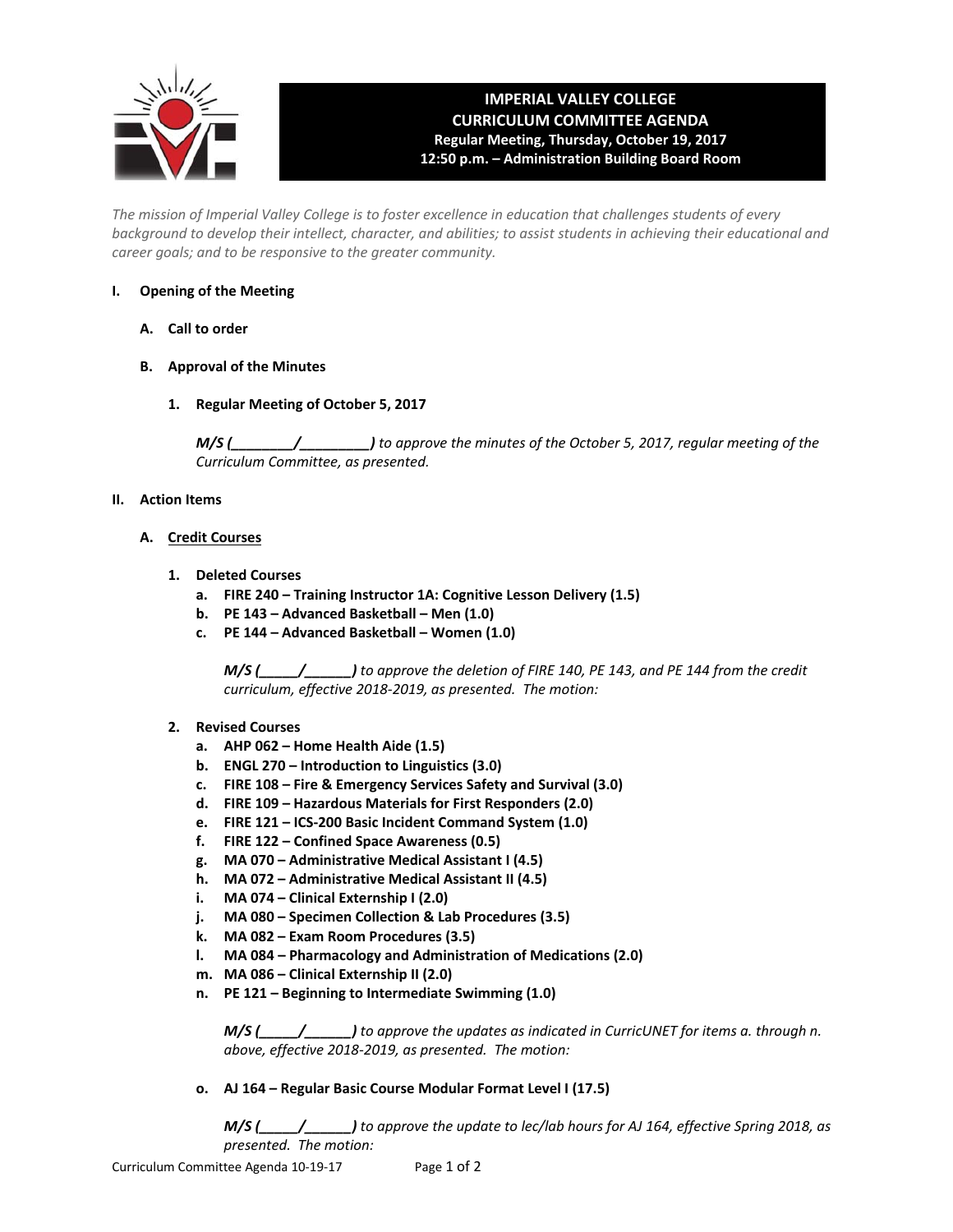# IMPERIAL VALLEY COLLEGE
## CURRICULUM COMMITTEE AGENDA
**Regular Meeting, Thursday, October 19, 2017**
**12:50 p.m. – Administration Building Board Room**

*The mission of Imperial Valley College is to foster excellence in education that challenges students of every background to develop their intellect, character, and abilities; to assist students in achieving their educational and career goals; and to be responsive to the greater community.*

**I. Opening of the Meeting**

**A. Call to order**

**B. Approval of the Minutes**

**1. Regular Meeting of October 5, 2017**

***M/S (________/________)*** *to approve the minutes of the October 5, 2017, regular meeting of the Curriculum Committee, as presented.*

**II. Action Items**

**A. <u>Credit Courses</u>**

**1. Deleted Courses**

- **a. FIRE 240 – Training Instructor 1A: Cognitive Lesson Delivery (1.5)**
- **b. PE 143 – Advanced Basketball – Men (1.0)**
- **c. PE 144 – Advanced Basketball – Women (1.0)**

***M/S (_____/______)*** *to approve the deletion of FIRE 140, PE 143, and PE 144 from the credit curriculum, effective 2018-2019, as presented. The motion:*

**2. Revised Courses**

- **a. AHP 062 – Home Health Aide (1.5)**
- **b. ENGL 270 – Introduction to Linguistics (3.0)**
- **c. FIRE 108 – Fire & Emergency Services Safety and Survival (3.0)**
- **d. FIRE 109 – Hazardous Materials for First Responders (2.0)**
- **e. FIRE 121 – ICS-200 Basic Incident Command System (1.0)**
- **f. FIRE 122 – Confined Space Awareness (0.5)**
- **g. MA 070 – Administrative Medical Assistant I (4.5)**
- **h. MA 072 – Administrative Medical Assistant II (4.5)**
- **i. MA 074 – Clinical Externship I (2.0)**
- **j. MA 080 – Specimen Collection & Lab Procedures (3.5)**
- **k. MA 082 – Exam Room Procedures (3.5)**
- **l. MA 084 – Pharmacology and Administration of Medications (2.0)**
- **m. MA 086 – Clinical Externship II (2.0)**
- **n. PE 121 – Beginning to Intermediate Swimming (1.0)**

***M/S (_____/______)*** *to approve the updates as indicated in CurricUNET for items a. through n. above, effective 2018-2019, as presented. The motion:*

- **o. AJ 164 – Regular Basic Course Modular Format Level I (17.5)**

***M/S (_____/______)*** *to approve the update to lec/lab hours for AJ 164, effective Spring 2018, as presented. The motion:*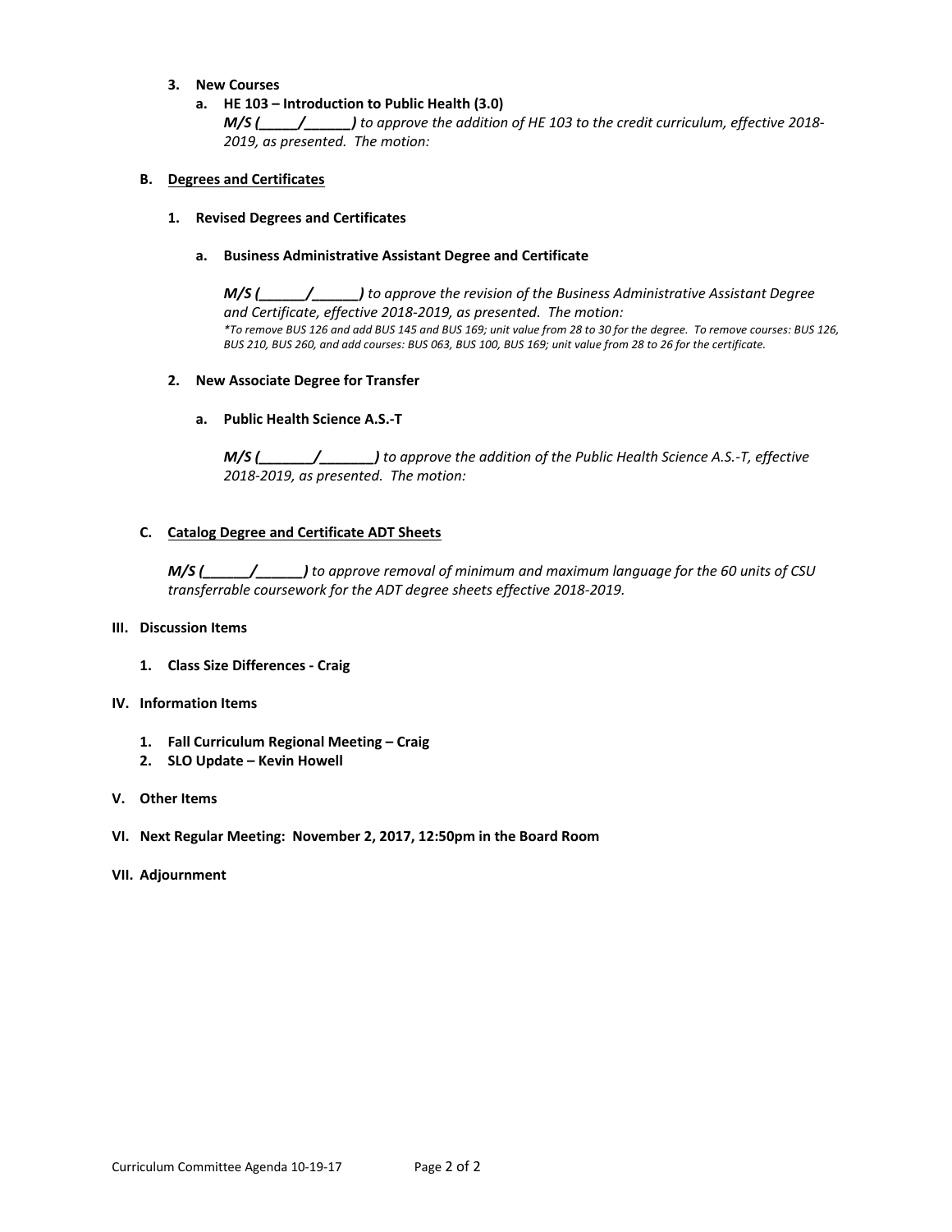3. **New Courses**
   a. **HE 103 – Introduction to Public Health (3.0)**
      ***M/S (_____/______)*** *to approve the addition of HE 103 to the credit curriculum, effective 2018-2019, as presented. The motion:*

**B. Degrees and Certificates**

1. **Revised Degrees and Certificates**

   a. **Business Administrative Assistant Degree and Certificate**

      ***M/S (______/______)*** *to approve the revision of the Business Administrative Assistant Degree and Certificate, effective 2018-2019, as presented. The motion:*
      **To remove BUS 126 and add BUS 145 and BUS 169; unit value from 28 to 30 for the degree. To remove courses: BUS 126, BUS 210, BUS 260, and add courses: BUS 063, BUS 100, BUS 169; unit value from 28 to 26 for the certificate.*

2. **New Associate Degree for Transfer**

   a. **Public Health Science A.S.-T**

      ***M/S (_______/_______)*** *to approve the addition of the Public Health Science A.S.-T, effective 2018-2019, as presented. The motion:*

**C. Catalog Degree and Certificate ADT Sheets**

***M/S (______/______)*** *to approve removal of minimum and maximum language for the 60 units of CSU transferrable coursework for the ADT degree sheets effective 2018-2019.*

**III. Discussion Items**

1. **Class Size Differences - Craig**

**IV. Information Items**

1. **Fall Curriculum Regional Meeting – Craig**
2. **SLO Update – Kevin Howell**

**V. Other Items**

**VI. Next Regular Meeting: November 2, 2017, 12:50pm in the Board Room**

**VII. Adjournment**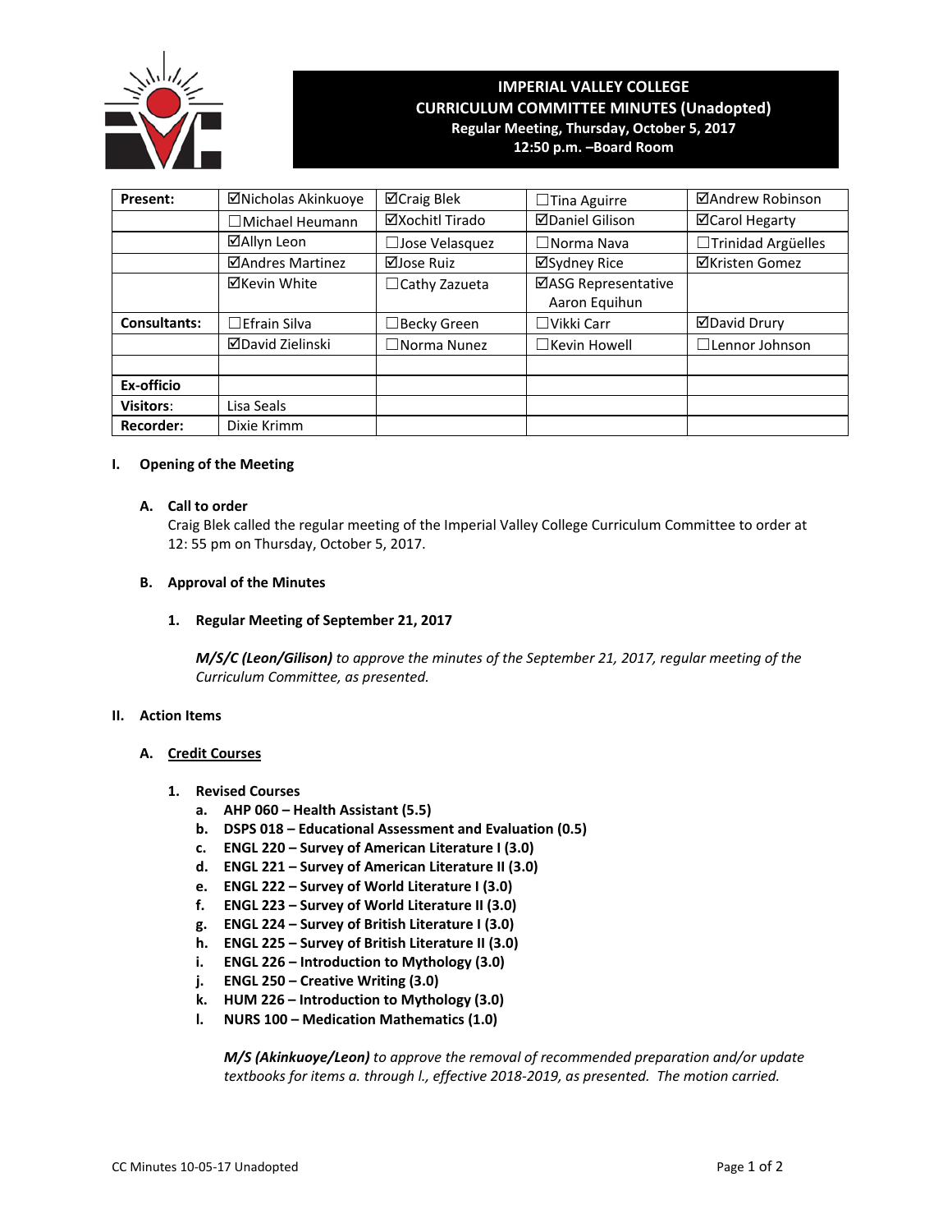# IMPERIAL VALLEY COLLEGE
## CURRICULUM COMMITTEE MINUTES (Unadopted)
**Regular Meeting, Thursday, October 5, 2017**
**12:50 p.m. –Board Room**

| **Present:** | ☑Nicholas Akinkuoye | ☑Craig Blek | ☐Tina Aguirre | ☑Andrew Robinson |
|---|---|---|---|---|
| | ☐Michael Heumann | ☑Xochitl Tirado | ☑Daniel Gilison | ☑Carol Hegarty |
| | ☑Allyn Leon | ☐Jose Velasquez | ☐Norma Nava | ☐Trinidad Argüelles |
| | ☑Andres Martinez | ☑Jose Ruiz | ☑Sydney Rice | ☑Kristen Gomez |
| | ☑Kevin White | ☐Cathy Zazueta | ☑ASG Representative Aaron Equihun | |
| **Consultants:** | ☐Efrain Silva | ☐Becky Green | ☐Vikki Carr | ☑David Drury |
| | ☑David Zielinski | ☐Norma Nunez | ☐Kevin Howell | ☐Lennor Johnson |
| | | | | |
| **Ex-officio** | | | | |
| **Visitors**: | Lisa Seals | | | |
| **Recorder:** | Dixie Krimm | | | |

## I. Opening of the Meeting

### A. Call to order

Craig Blek called the regular meeting of the Imperial Valley College Curriculum Committee to order at 12: 55 pm on Thursday, October 5, 2017.

### B. Approval of the Minutes

**1. Regular Meeting of September 21, 2017**

***M/S/C (Leon/Gilison)*** *to approve the minutes of the September 21, 2017, regular meeting of the Curriculum Committee, as presented.*

## II. Action Items

### A. Credit Courses

**1. Revised Courses**

- **a. AHP 060 – Health Assistant (5.5)**
- **b. DSPS 018 – Educational Assessment and Evaluation (0.5)**
- **c. ENGL 220 – Survey of American Literature I (3.0)**
- **d. ENGL 221 – Survey of American Literature II (3.0)**
- **e. ENGL 222 – Survey of World Literature I (3.0)**
- **f. ENGL 223 – Survey of World Literature II (3.0)**
- **g. ENGL 224 – Survey of British Literature I (3.0)**
- **h. ENGL 225 – Survey of British Literature II (3.0)**
- **i. ENGL 226 – Introduction to Mythology (3.0)**
- **j. ENGL 250 – Creative Writing (3.0)**
- **k. HUM 226 – Introduction to Mythology (3.0)**
- **l. NURS 100 – Medication Mathematics (1.0)**

***M/S (Akinkuoye/Leon)*** *to approve the removal of recommended preparation and/or update textbooks for items a. through l., effective 2018-2019, as presented. The motion carried.*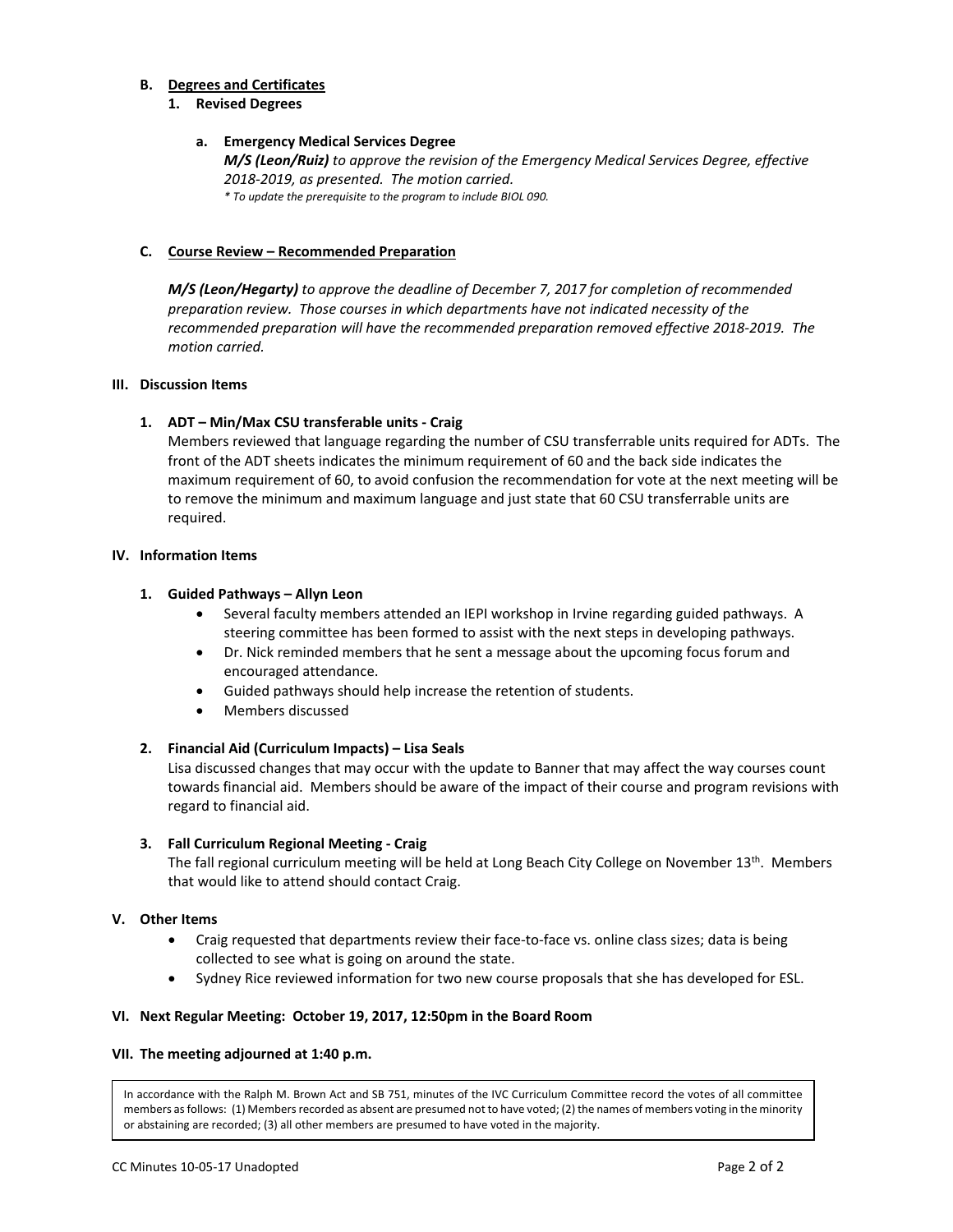**B. Degrees and Certificates**

**1. Revised Degrees**

**a. Emergency Medical Services Degree**

***M/S (Leon/Ruiz)*** *to approve the revision of the Emergency Medical Services Degree, effective 2018-2019, as presented. The motion carried.*

** To update the prerequisite to the program to include BIOL 090.*

**C. Course Review – Recommended Preparation**

***M/S (Leon/Hegarty)*** *to approve the deadline of December 7, 2017 for completion of recommended preparation review. Those courses in which departments have not indicated necessity of the recommended preparation will have the recommended preparation removed effective 2018-2019. The motion carried.*

## III. Discussion Items

**1. ADT – Min/Max CSU transferable units - Craig**

Members reviewed that language regarding the number of CSU transferrable units required for ADTs. The front of the ADT sheets indicates the minimum requirement of 60 and the back side indicates the maximum requirement of 60, to avoid confusion the recommendation for vote at the next meeting will be to remove the minimum and maximum language and just state that 60 CSU transferrable units are required.

## IV. Information Items

**1. Guided Pathways – Allyn Leon**

- Several faculty members attended an IEPI workshop in Irvine regarding guided pathways. A steering committee has been formed to assist with the next steps in developing pathways.
- Dr. Nick reminded members that he sent a message about the upcoming focus forum and encouraged attendance.
- Guided pathways should help increase the retention of students.
- Members discussed

**2. Financial Aid (Curriculum Impacts) – Lisa Seals**

Lisa discussed changes that may occur with the update to Banner that may affect the way courses count towards financial aid. Members should be aware of the impact of their course and program revisions with regard to financial aid.

**3. Fall Curriculum Regional Meeting - Craig**

The fall regional curriculum meeting will be held at Long Beach City College on November 13th. Members that would like to attend should contact Craig.

## V. Other Items

- Craig requested that departments review their face-to-face vs. online class sizes; data is being collected to see what is going on around the state.
- Sydney Rice reviewed information for two new course proposals that she has developed for ESL.

## VI. Next Regular Meeting: October 19, 2017, 12:50pm in the Board Room

## VII. The meeting adjourned at 1:40 p.m.

In accordance with the Ralph M. Brown Act and SB 751, minutes of the IVC Curriculum Committee record the votes of all committee members as follows: (1) Members recorded as absent are presumed not to have voted; (2) the names of members voting in the minority or abstaining are recorded; (3) all other members are presumed to have voted in the majority.

CC Minutes 10-05-17 Unadopted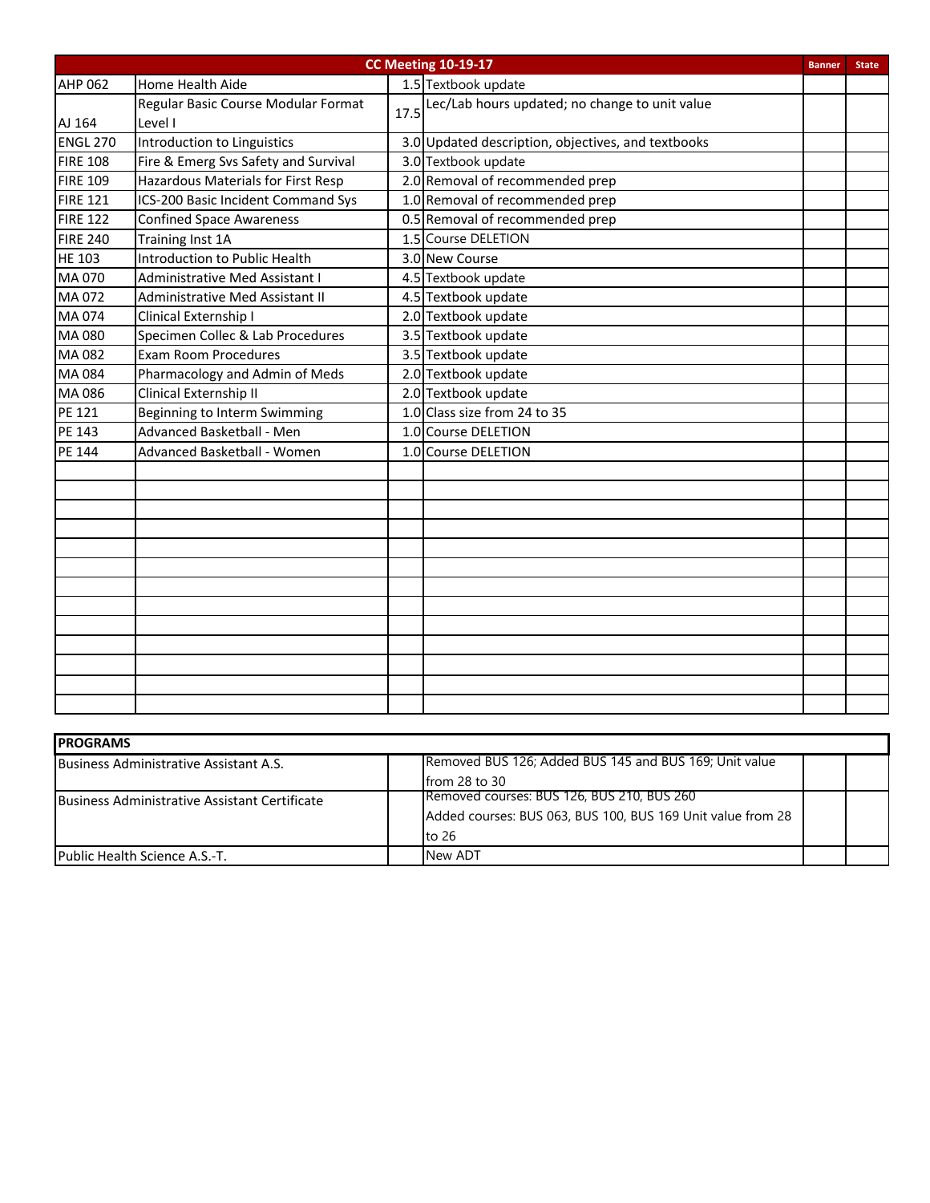| CC Meeting 10-19-17 | | | | Banner | State |
|---|---|---|---|---|---|
| AHP 062 | Home Health Aide | 1.5 | Textbook update | | |
| AJ 164 | Regular Basic Course Modular Format Level I | 17.5 | Lec/Lab hours updated; no change to unit value | | |
| ENGL 270 | Introduction to Linguistics | 3.0 | Updated description, objectives, and textbooks | | |
| FIRE 108 | Fire & Emerg Svs Safety and Survival | 3.0 | Textbook update | | |
| FIRE 109 | Hazardous Materials for First Resp | 2.0 | Removal of recommended prep | | |
| FIRE 121 | ICS-200 Basic Incident Command Sys | 1.0 | Removal of recommended prep | | |
| FIRE 122 | Confined Space Awareness | 0.5 | Removal of recommended prep | | |
| FIRE 240 | Training Inst 1A | 1.5 | Course DELETION | | |
| HE 103 | Introduction to Public Health | 3.0 | New Course | | |
| MA 070 | Administrative Med Assistant I | 4.5 | Textbook update | | |
| MA 072 | Administrative Med Assistant II | 4.5 | Textbook update | | |
| MA 074 | Clinical Externship I | 2.0 | Textbook update | | |
| MA 080 | Specimen Collec & Lab Procedures | 3.5 | Textbook update | | |
| MA 082 | Exam Room Procedures | 3.5 | Textbook update | | |
| MA 084 | Pharmacology and Admin of Meds | 2.0 | Textbook update | | |
| MA 086 | Clinical Externship II | 2.0 | Textbook update | | |
| PE 121 | Beginning to Interm Swimming | 1.0 | Class size from 24 to 35 | | |
| PE 143 | Advanced Basketball - Men | 1.0 | Course DELETION | | |
| PE 144 | Advanced Basketball - Women | 1.0 | Course DELETION | | |

| PROGRAMS | | | | |
|---|---|---|---|---|
| Business Administrative Assistant A.S. | | Removed BUS 126; Added BUS 145 and BUS 169; Unit value from 28 to 30 | | |
| Business Administrative Assistant Certificate | | Removed courses: BUS 126, BUS 210, BUS 260 Added courses: BUS 063, BUS 100, BUS 169 Unit value from 28 to 26 | | |
| Public Health Science A.S.-T. | | New ADT | | |